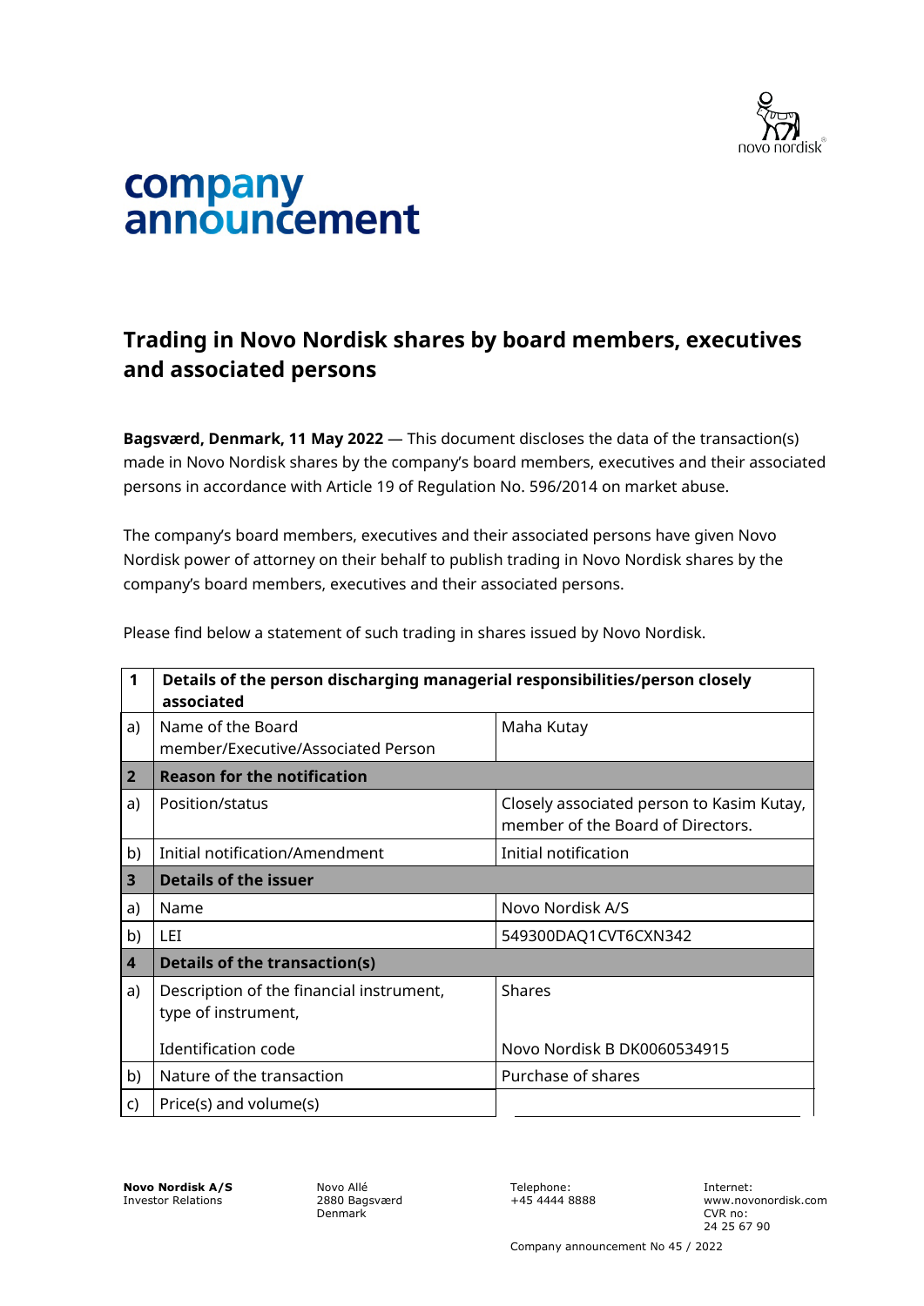# company announcement

## Trading in Novo Nordisk shares by board members, executives and associated persons

**Bagsværd, Denmark, 11 May 2022** — This document discloses the data of the transaction(s) made in Novo Nordisk shares by the company's board members, executives and their associated persons in accordance with Article 19 of Regulation No. 596/2014 on market abuse.

The company's board members, executives and their associated persons have given Novo Nordisk power of attorney on their behalf to publish trading in Novo Nordisk shares by the company's board members, executives and their associated persons.

Please find below a statement of such trading in shares issued by Novo Nordisk.

| **1** | **Details of the person discharging managerial responsibilities/person closely associated** | |
|---|---|---|
| a) | Name of the Board member/Executive/Associated Person | Maha Kutay |
| **2** | **Reason for the notification** | |
| a) | Position/status | Closely associated person to Kasim Kutay, member of the Board of Directors. |
| b) | Initial notification/Amendment | Initial notification |
| **3** | **Details of the issuer** | |
| a) | Name | Novo Nordisk A/S |
| b) | LEI | 549300DAQ1CVT6CXN342 |
| **4** | **Details of the transaction(s)** | |
| a) | Description of the financial instrument, type of instrument,<br><br>Identification code | Shares<br><br>Novo Nordisk B DK0060534915 |
| b) | Nature of the transaction | Purchase of shares |
| c) | Price(s) and volume(s) | |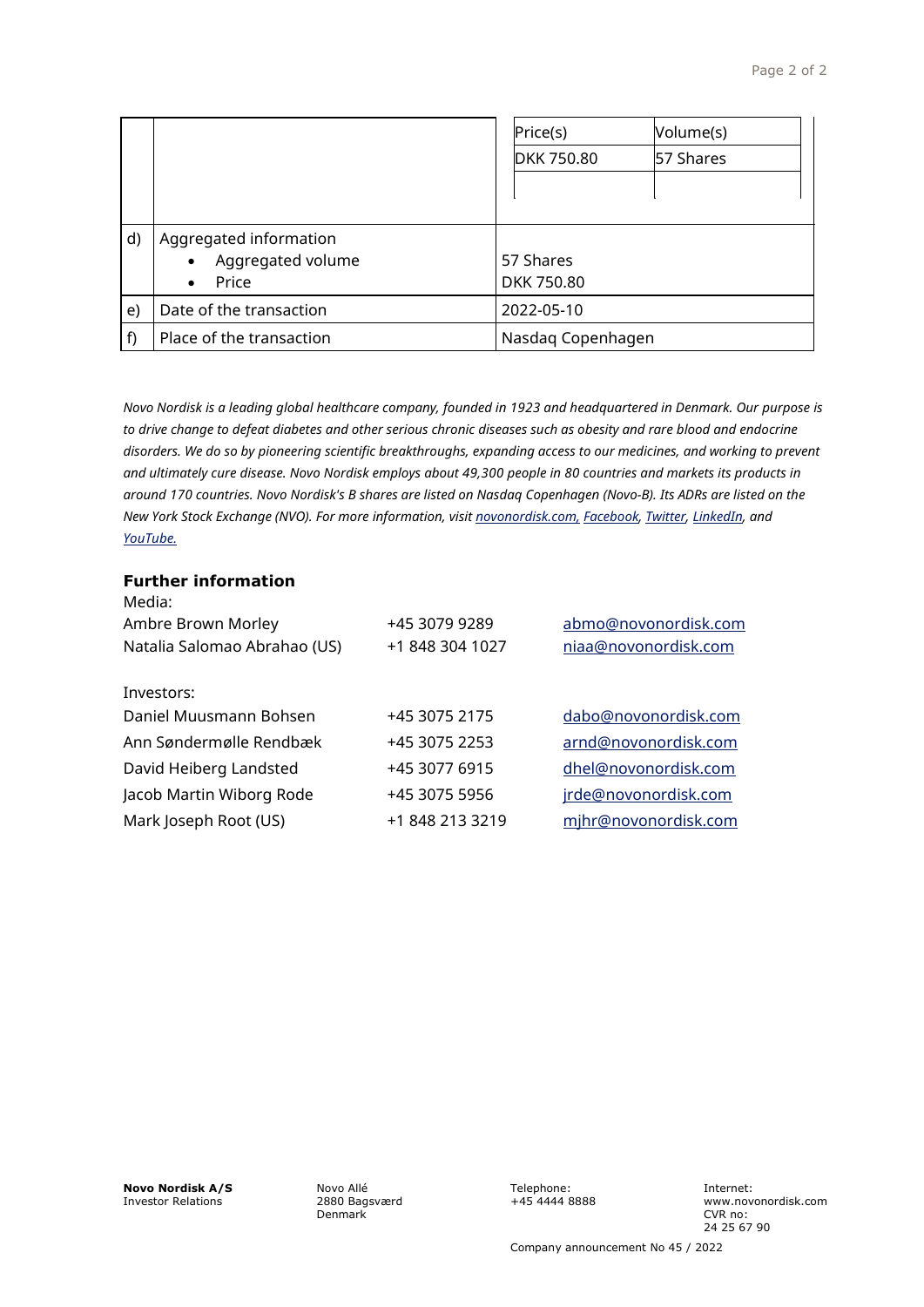| | | |
|---|---|---|
| | | Price(s): DKK 750.80 — Volume(s): 57 Shares |
| d) | Aggregated information<br>• Aggregated volume<br>• Price | 57 Shares<br>DKK 750.80 |
| e) | Date of the transaction | 2022-05-10 |
| f) | Place of the transaction | Nasdaq Copenhagen |

*Novo Nordisk is a leading global healthcare company, founded in 1923 and headquartered in Denmark. Our purpose is to drive change to defeat diabetes and other serious chronic diseases such as obesity and rare blood and endocrine disorders. We do so by pioneering scientific breakthroughs, expanding access to our medicines, and working to prevent and ultimately cure disease. Novo Nordisk employs about 49,300 people in 80 countries and markets its products in around 170 countries. Novo Nordisk's B shares are listed on Nasdaq Copenhagen (Novo-B). Its ADRs are listed on the New York Stock Exchange (NVO). For more information, visit novonordisk.com, Facebook, Twitter, LinkedIn, and YouTube.*

## Further information

Media:

| | | |
|---|---|---|
| Ambre Brown Morley | +45 3079 9289 | abmo@novonordisk.com |
| Natalia Salomao Abrahao (US) | +1 848 304 1027 | niaa@novonordisk.com |

Investors:

| | | |
|---|---|---|
| Daniel Muusmann Bohsen | +45 3075 2175 | dabo@novonordisk.com |
| Ann Søndermølle Rendbæk | +45 3075 2253 | arnd@novonordisk.com |
| David Heiberg Landsted | +45 3077 6915 | dhel@novonordisk.com |
| Jacob Martin Wiborg Rode | +45 3075 5956 | jrde@novonordisk.com |
| Mark Joseph Root (US) | +1 848 213 3219 | mjhr@novonordisk.com |

**Novo Nordisk A/S**
Investor Relations

Novo Allé
2880 Bagsværd
Denmark

Telephone:
+45 4444 8888

Internet:
www.novonordisk.com
CVR no:
24 25 67 90

Company announcement No 45 / 2022